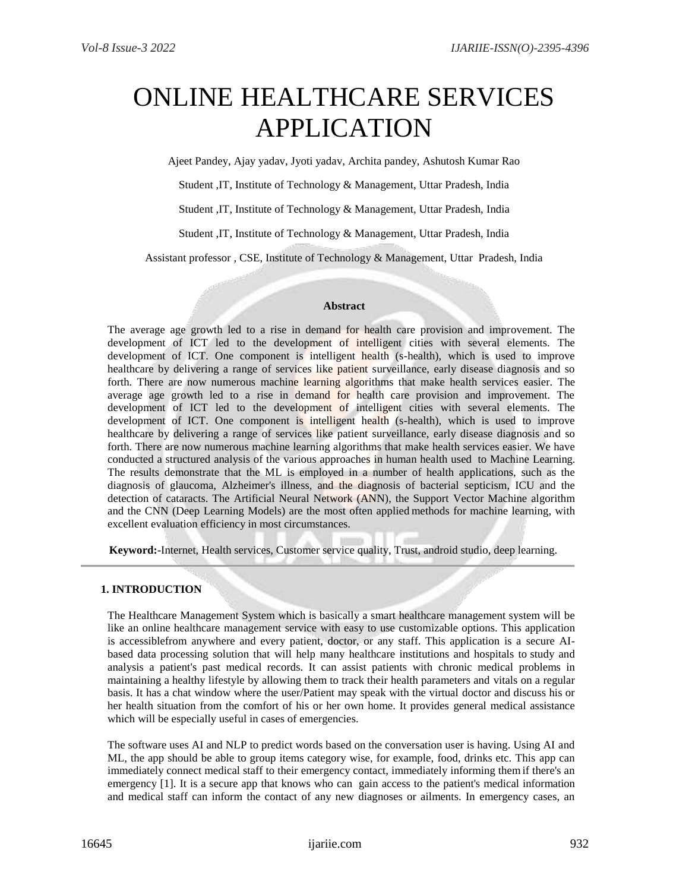# ONLINE HEALTHCARE SERVICES APPLICATION

Ajeet Pandey, Ajay yadav, Jyoti yadav, Archita pandey, Ashutosh Kumar Rao

Student ,IT, Institute of Technology & Management, Uttar Pradesh, India

Student ,IT, Institute of Technology & Management, Uttar Pradesh, India

Student ,IT, Institute of Technology & Management, Uttar Pradesh, India

Assistant professor , CSE, Institute of Technology & Management, Uttar Pradesh, India

### Abstract

The average age growth led to a rise in demand for health care provision and improvement. The development of ICT led to the development of intelligent cities with several elements. The development of ICT. One component is intelligent health (s-health), which is used to improve healthcare by delivering a range of services like patient surveillance, early disease diagnosis and so forth. There are now numerous machine learning algorithms that make health services easier. The average age growth led to a rise in demand for health care provision and improvement. The development of ICT led to the development of intelligent cities with several elements. The development of ICT. One component is intelligent health (s-health), which is used to improve healthcare by delivering a range of services like patient surveillance, early disease diagnosis and so forth. There are now numerous machine learning algorithms that make health services easier. We have conducted a structured analysis of the various approaches in human health used to Machine Learning. The results demonstrate that the ML is employed in a number of health applications, such as the diagnosis of glaucoma, Alzheimer's illness, and the diagnosis of bacterial septicism, ICU and the detection of cataracts. The Artificial Neural Network (ANN), the Support Vector Machine algorithm and the CNN (Deep Learning Models) are the most often applied methods for machine learning, with excellent evaluation efficiency in most circumstances.

**Keyword:**-Internet, Health services, Customer service quality, Trust, android studio, deep learning.

## 1. INTRODUCTION

The Healthcare Management System which is basically a smart healthcare management system will be like an online healthcare management service with easy to use customizable options. This application is accessiblefrom anywhere and every patient, doctor, or any staff. This application is a secure AI-based data processing solution that will help many healthcare institutions and hospitals to study and analysis a patient's past medical records. It can assist patients with chronic medical problems in maintaining a healthy lifestyle by allowing them to track their health parameters and vitals on a regular basis. It has a chat window where the user/Patient may speak with the virtual doctor and discuss his or her health situation from the comfort of his or her own home. It provides general medical assistance which will be especially useful in cases of emergencies.

The software uses AI and NLP to predict words based on the conversation user is having. Using AI and ML, the app should be able to group items category wise, for example, food, drinks etc. This app can immediately connect medical staff to their emergency contact, immediately informing them if there's an emergency [1]. It is a secure app that knows who can gain access to the patient's medical information and medical staff can inform the contact of any new diagnoses or ailments. In emergency cases, an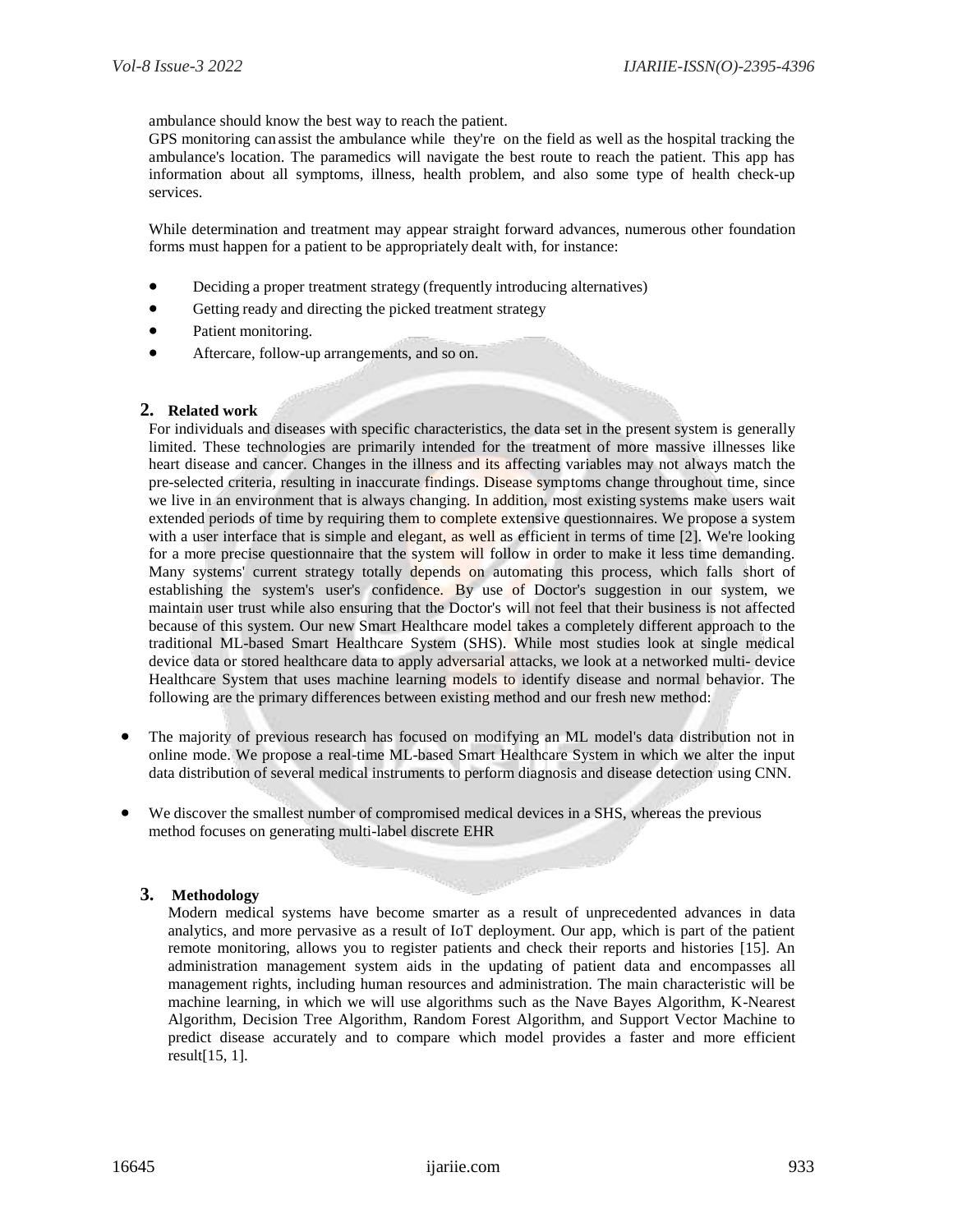ambulance should know the best way to reach the patient.

GPS monitoring can assist the ambulance while they're on the field as well as the hospital tracking the ambulance's location. The paramedics will navigate the best route to reach the patient. This app has information about all symptoms, illness, health problem, and also some type of health check-up services.

While determination and treatment may appear straight forward advances, numerous other foundation forms must happen for a patient to be appropriately dealt with, for instance:

- Deciding a proper treatment strategy (frequently introducing alternatives)
- Getting ready and directing the picked treatment strategy
- Patient monitoring.
- Aftercare, follow-up arrangements, and so on.

## 2. Related work

For individuals and diseases with specific characteristics, the data set in the present system is generally limited. These technologies are primarily intended for the treatment of more massive illnesses like heart disease and cancer. Changes in the illness and its affecting variables may not always match the pre-selected criteria, resulting in inaccurate findings. Disease symptoms change throughout time, since we live in an environment that is always changing. In addition, most existing systems make users wait extended periods of time by requiring them to complete extensive questionnaires. We propose a system with a user interface that is simple and elegant, as well as efficient in terms of time [2]. We're looking for a more precise questionnaire that the system will follow in order to make it less time demanding. Many systems' current strategy totally depends on automating this process, which falls short of establishing the system's user's confidence. By use of Doctor's suggestion in our system, we maintain user trust while also ensuring that the Doctor's will not feel that their business is not affected because of this system. Our new Smart Healthcare model takes a completely different approach to the traditional ML-based Smart Healthcare System (SHS). While most studies look at single medical device data or stored healthcare data to apply adversarial attacks, we look at a networked multi- device Healthcare System that uses machine learning models to identify disease and normal behavior. The following are the primary differences between existing method and our fresh new method:

- The majority of previous research has focused on modifying an ML model's data distribution not in online mode. We propose a real-time ML-based Smart Healthcare System in which we alter the input data distribution of several medical instruments to perform diagnosis and disease detection using CNN.
- We discover the smallest number of compromised medical devices in a SHS, whereas the previous method focuses on generating multi-label discrete EHR

## 3. Methodology

Modern medical systems have become smarter as a result of unprecedented advances in data analytics, and more pervasive as a result of IoT deployment. Our app, which is part of the patient remote monitoring, allows you to register patients and check their reports and histories [15]. An administration management system aids in the updating of patient data and encompasses all management rights, including human resources and administration. The main characteristic will be machine learning, in which we will use algorithms such as the Nave Bayes Algorithm, K-Nearest Algorithm, Decision Tree Algorithm, Random Forest Algorithm, and Support Vector Machine to predict disease accurately and to compare which model provides a faster and more efficient result[15, 1].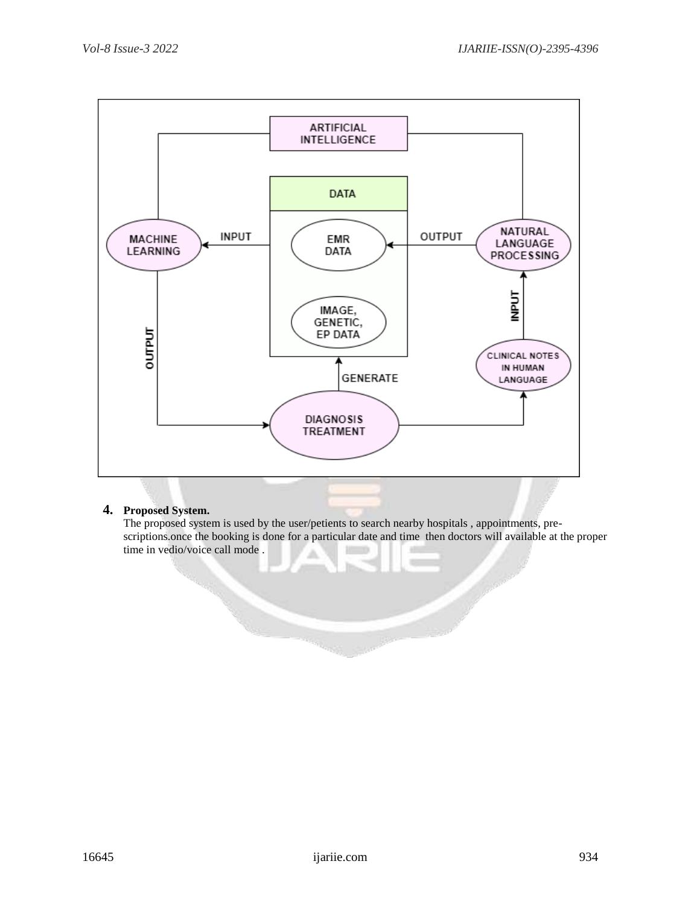## 4. Proposed System.

The proposed system is used by the user/petients to search nearby hospitals , appointments, pre-scriptions.once the booking is done for a particular date and time then doctors will available at the proper time in vedio/voice call mode .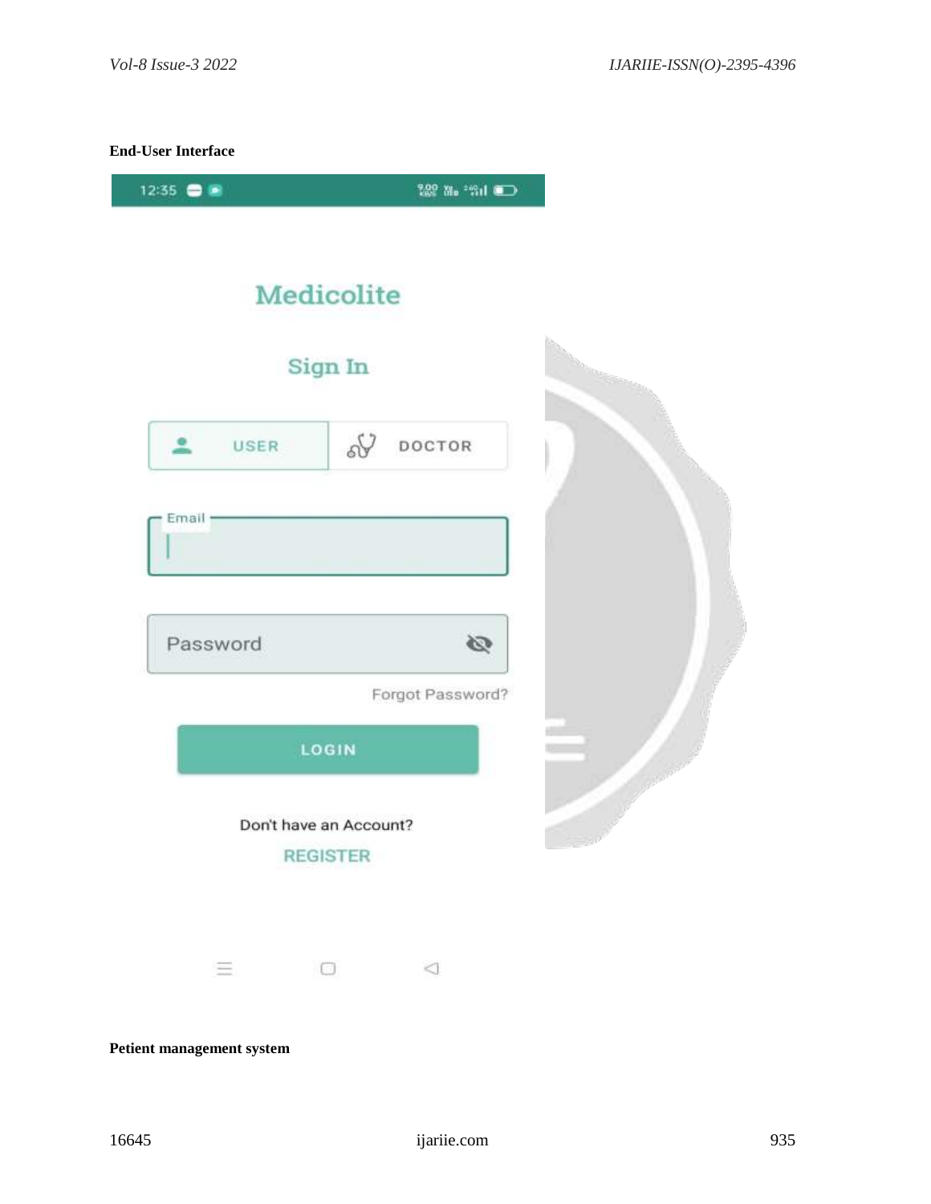**End-User Interface**

Medicolite

Sign In

USER DOCTOR

Email

Password

Forgot Password?

LOGIN

Don't have an Account?

REGISTER

**Petient management system**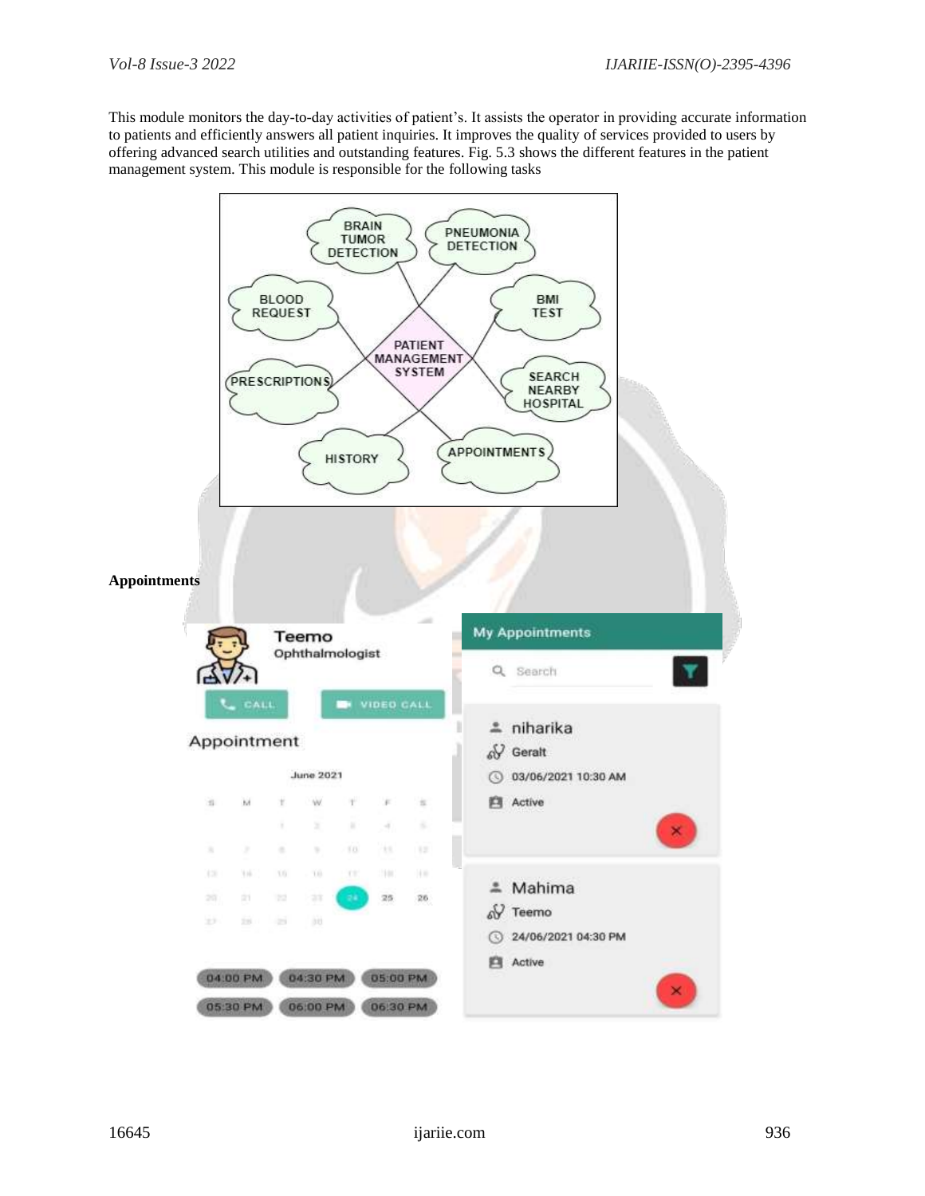This module monitors the day-to-day activities of patient's. It assists the operator in providing accurate information to patients and efficiently answers all patient inquiries. It improves the quality of services provided to users by offering advanced search utilities and outstanding features. Fig. 5.3 shows the different features in the patient management system. This module is responsible for the following tasks

**Appointments**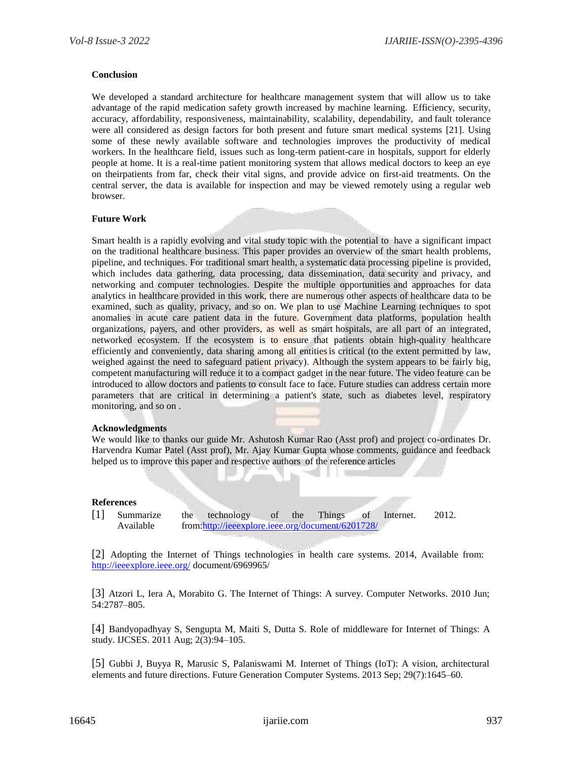## Conclusion

We developed a standard architecture for healthcare management system that will allow us to take advantage of the rapid medication safety growth increased by machine learning. Efficiency, security, accuracy, affordability, responsiveness, maintainability, scalability, dependability, and fault tolerance were all considered as design factors for both present and future smart medical systems [21]. Using some of these newly available software and technologies improves the productivity of medical workers. In the healthcare field, issues such as long-term patient-care in hospitals, support for elderly people at home. It is a real-time patient monitoring system that allows medical doctors to keep an eye on theirpatients from far, check their vital signs, and provide advice on first-aid treatments. On the central server, the data is available for inspection and may be viewed remotely using a regular web browser.

## Future Work

Smart health is a rapidly evolving and vital study topic with the potential to have a significant impact on the traditional healthcare business. This paper provides an overview of the smart health problems, pipeline, and techniques. For traditional smart health, a systematic data processing pipeline is provided, which includes data gathering, data processing, data dissemination, data security and privacy, and networking and computer technologies. Despite the multiple opportunities and approaches for data analytics in healthcare provided in this work, there are numerous other aspects of healthcare data to be examined, such as quality, privacy, and so on. We plan to use Machine Learning techniques to spot anomalies in acute care patient data in the future. Government data platforms, population health organizations, payers, and other providers, as well as smart hospitals, are all part of an integrated, networked ecosystem. If the ecosystem is to ensure that patients obtain high-quality healthcare efficiently and conveniently, data sharing among all entities is critical (to the extent permitted by law, weighed against the need to safeguard patient privacy). Although the system appears to be fairly big, competent manufacturing will reduce it to a compact gadget in the near future. The video feature can be introduced to allow doctors and patients to consult face to face. Future studies can address certain more parameters that are critical in determining a patient's state, such as diabetes level, respiratory monitoring, and so on .

## Acknowledgments

We would like to thanks our guide Mr. Ashutosh Kumar Rao (Asst prof) and project co-ordinates Dr. Harvendra Kumar Patel (Asst prof), Mr. Ajay Kumar Gupta whose comments, guidance and feedback helped us to improve this paper and respective authors of the reference articles

## References

[1] Summarize the technology of the Things of Internet. 2012. Available from:http://ieeexplore.ieee.org/document/6201728/

[2] Adopting the Internet of Things technologies in health care systems. 2014, Available from: http://ieeexplore.ieee.org/ document/6969965/

[3] Atzori L, Iera A, Morabito G. The Internet of Things: A survey. Computer Networks. 2010 Jun; 54:2787–805.

[4] Bandyopadhyay S, Sengupta M, Maiti S, Dutta S. Role of middleware for Internet of Things: A study. IJCSES. 2011 Aug; 2(3):94–105.

[5] Gubbi J, Buyya R, Marusic S, Palaniswami M. Internet of Things (IoT): A vision, architectural elements and future directions. Future Generation Computer Systems. 2013 Sep; 29(7):1645–60.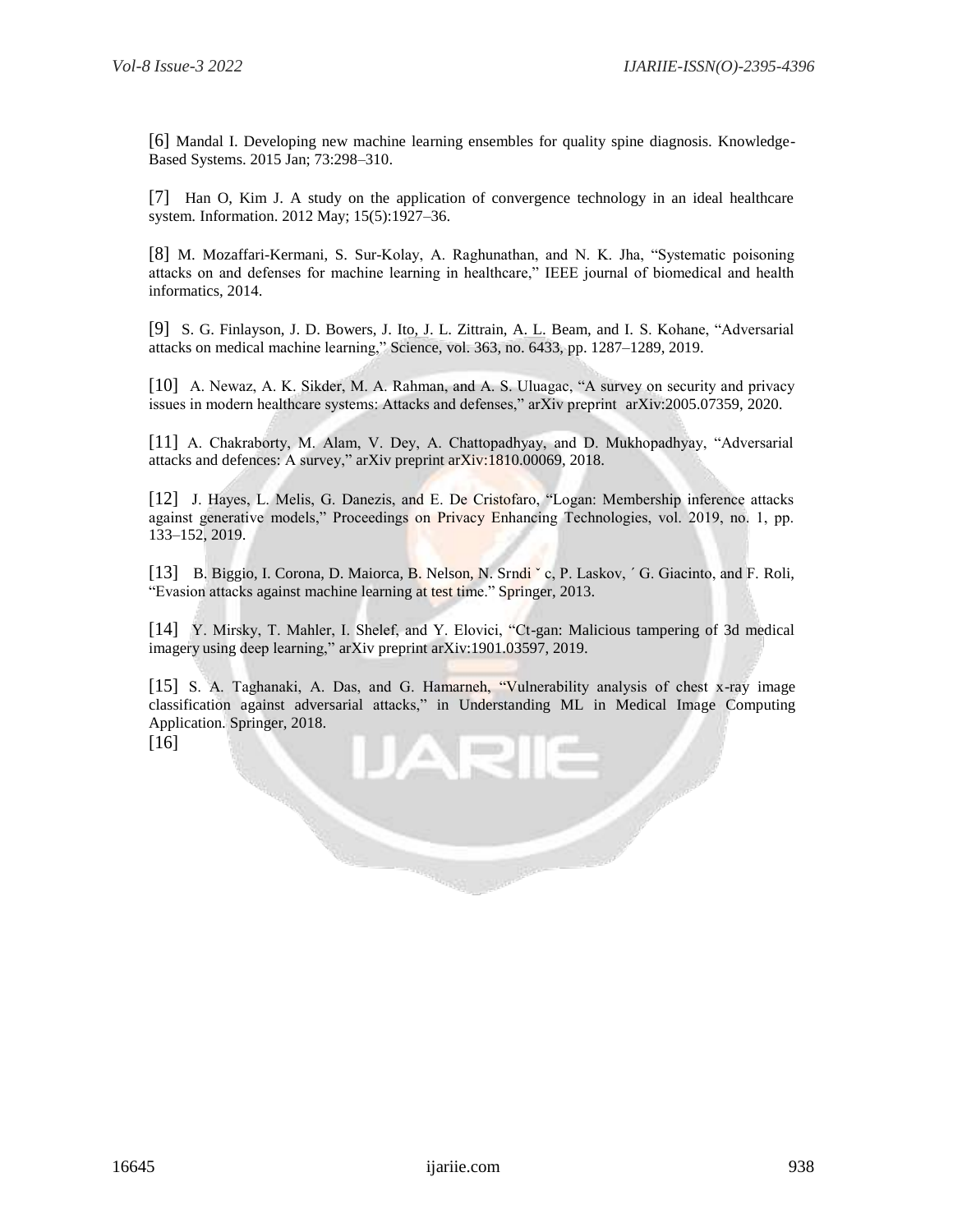[6] Mandal I. Developing new machine learning ensembles for quality spine diagnosis. Knowledge-Based Systems. 2015 Jan; 73:298–310.

[7] Han O, Kim J. A study on the application of convergence technology in an ideal healthcare system. Information. 2012 May; 15(5):1927–36.

[8] M. Mozaffari-Kermani, S. Sur-Kolay, A. Raghunathan, and N. K. Jha, "Systematic poisoning attacks on and defenses for machine learning in healthcare," IEEE journal of biomedical and health informatics, 2014.

[9] S. G. Finlayson, J. D. Bowers, J. Ito, J. L. Zittrain, A. L. Beam, and I. S. Kohane, "Adversarial attacks on medical machine learning," Science, vol. 363, no. 6433, pp. 1287–1289, 2019.

[10] A. Newaz, A. K. Sikder, M. A. Rahman, and A. S. Uluagac, "A survey on security and privacy issues in modern healthcare systems: Attacks and defenses," arXiv preprint arXiv:2005.07359, 2020.

[11] A. Chakraborty, M. Alam, V. Dey, A. Chattopadhyay, and D. Mukhopadhyay, "Adversarial attacks and defences: A survey," arXiv preprint arXiv:1810.00069, 2018.

[12] J. Hayes, L. Melis, G. Danezis, and E. De Cristofaro, "Logan: Membership inference attacks against generative models," Proceedings on Privacy Enhancing Technologies, vol. 2019, no. 1, pp. 133–152, 2019.

[13] B. Biggio, I. Corona, D. Maiorca, B. Nelson, N. Srndi ˇ c, P. Laskov, ´ G. Giacinto, and F. Roli, "Evasion attacks against machine learning at test time." Springer, 2013.

[14] Y. Mirsky, T. Mahler, I. Shelef, and Y. Elovici, "Ct-gan: Malicious tampering of 3d medical imagery using deep learning," arXiv preprint arXiv:1901.03597, 2019.

[15] S. A. Taghanaki, A. Das, and G. Hamarneh, "Vulnerability analysis of chest x-ray image classification against adversarial attacks," in Understanding ML in Medical Image Computing Application. Springer, 2018.

[16]